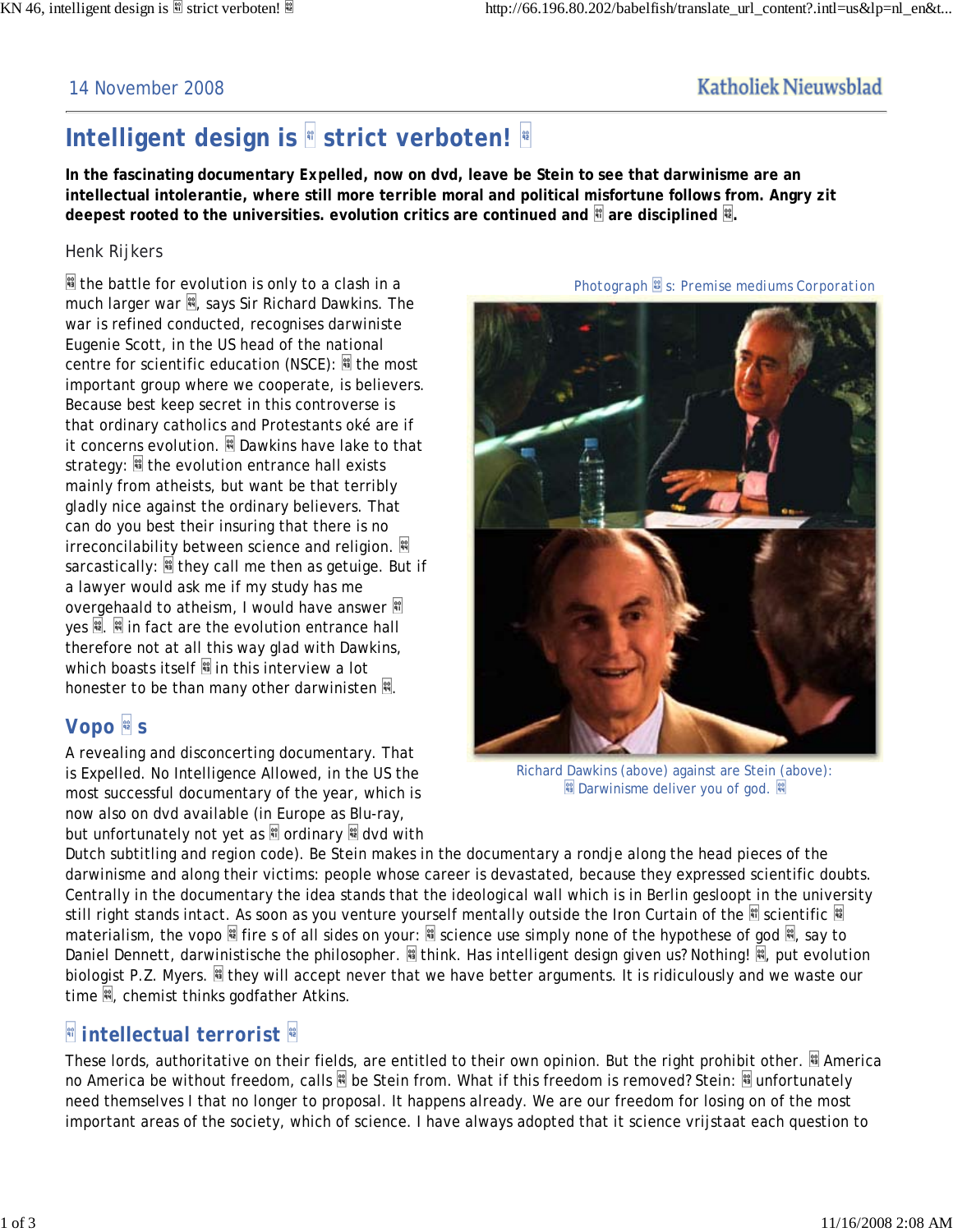14 November 2008

Katholiek Nieuwsblad

# Intelligent design is strict verboten!

**In the fascinating documentary Expelled, now on dvd, leave be Stein to see that darwinisme are an intellectual intolerantie, where still more terrible moral and political misfortune follows from. Angry zit deepest rooted to the universities. evolution critics are continued and are disciplined .**

Henk Rijkers

the battle for evolution is only to a clash in a much larger war , says Sir Richard Dawkins. The war is refined conducted, recognises darwiniste Eugenie Scott, in the US head of the national centre for scientific education (NSCE): the most important group where we cooperate, is believers. Because best keep secret in this controverse is that ordinary catholics and Protestants oké are if it concerns evolution. Dawkins have lake to that strategy: the evolution entrance hall exists mainly from atheists, but want be that terribly gladly nice against the ordinary believers. That can do you best their insuring that there is no irreconcilability between science and religion. sarcastically: they call me then as getuige. But if a lawyer would ask me if my study has me overgehaald to atheism, I would have answer yes . in fact are the evolution entrance hall therefore not at all this way glad with Dawkins, which boasts itself in this interview a lot honester to be than many other darwinisten .

Photograph s: Premise mediums Corporation

Richard Dawkins (above) against are Stein (above): Darwinisme deliver you of god.

## Vopo s

A revealing and disconcerting documentary. That is Expelled. No Intelligence Allowed, in the US the most successful documentary of the year, which is now also on dvd available (in Europe as Blu-ray, but unfortunately not yet as ordinary dvd with Dutch subtitling and region code). Be Stein makes in the documentary a rondje along the head pieces of the darwinisme and along their victims: people whose career is devastated, because they expressed scientific doubts. Centrally in the documentary the idea stands that the ideological wall which is in Berlin gesloopt in the university still right stands intact. As soon as you venture yourself mentally outside the Iron Curtain of the scientific materialism, the vopo fire s of all sides on your: science use simply none of the hypothese of god , say to Daniel Dennett, darwinistische the philosopher. think. Has intelligent design given us? Nothing! , put evolution biologist P.Z. Myers. they will accept never that we have better arguments. It is ridiculously and we waste our time , chemist thinks godfather Atkins.

## intellectual terrorist

These lords, authoritative on their fields, are entitled to their own opinion. But the right prohibit other. America no America be without freedom, calls be Stein from. What if this freedom is removed? Stein: unfortunately need themselves I that no longer to proposal. It happens already. We are our freedom for losing on of the most important areas of the society, which of science. I have always adopted that it science vrijstaat each question to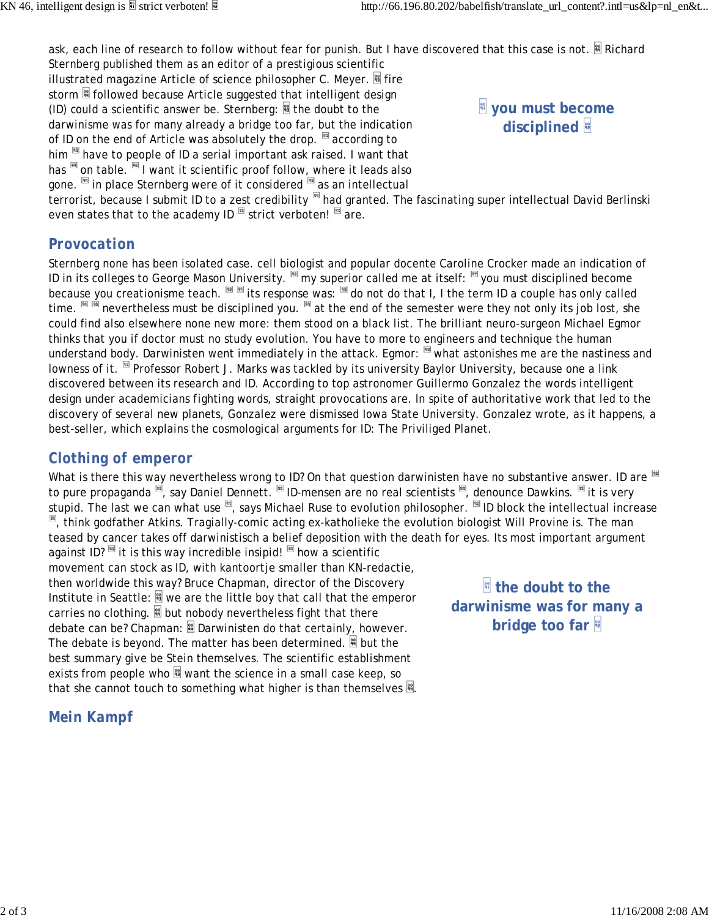ask, each line of research to follow without fear for punish. But I have discovered that this case is not. Richard Sternberg published them as an editor of a prestigious scientific illustrated magazine Article of science philosopher C. Meyer. fire storm followed because Article suggested that intelligent design (ID) could a scientific answer be. Sternberg: the doubt to the darwinisme was for many already a bridge too far, but the indication of ID on the end of Article was absolutely the drop. according to him have to people of ID a serial important ask raised. I want that has on table. I want it scientific proof follow, where it leads also gone. in place Sternberg were of it considered as an intellectual terrorist, because I submit ID to a zest credibility had granted. The fascinating super intellectual David Berlinski even states that to the academy ID strict verboten! are.

**you must become disciplined**

## Provocation

Sternberg none has been isolated case. cell biologist and popular docente Caroline Crocker made an indication of ID in its colleges to George Mason University. my superior called me at itself: you must disciplined become because you creationisme teach. its response was: do not do that I, I the term ID a couple has only called time. nevertheless must be disciplined you. at the end of the semester were they not only its job lost, she could find also elsewhere none new more: them stood on a black list. The brilliant neuro-surgeon Michael Egmor thinks that you if doctor must no study evolution. You have to more to engineers and technique the human understand body. Darwinisten went immediately in the attack. Egmor: what astonishes me are the nastiness and lowness of it. Professor Robert J. Marks was tackled by its university Baylor University, because one a link discovered between its research and ID. According to top astronomer Guillermo Gonzalez the words intelligent design under academicians fighting words, straight provocations are. In spite of authoritative work that led to the discovery of several new planets, Gonzalez were dismissed Iowa State University. Gonzalez wrote, as it happens, a best-seller, which explains the cosmological arguments for ID: The Priviliged Planet.

## Clothing of emperor

What is there this way nevertheless wrong to ID? On that question darwinisten have no substantive answer. ID are to pure propaganda, say Daniel Dennett. ID-mensen are no real scientists, denounce Dawkins. it is very stupid. The last we can what use, says Michael Ruse to evolution philosopher. ID block the intellectual increase, think godfather Atkins. Tragially-comic acting ex-katholieke the evolution biologist Will Provine is. The man teased by cancer takes off darwinistisch a belief deposition with the death for eyes. Its most important argument against ID? it is this way incredible insipid! how a scientific movement can stock as ID, with kantoortje smaller than KN-redactie, then worldwide this way? Bruce Chapman, director of the Discovery Institute in Seattle: we are the little boy that call that the emperor carries no clothing. but nobody nevertheless fight that there debate can be? Chapman: Darwinisten do that certainly, however. The debate is beyond. The matter has been determined. but the best summary give be Stein themselves. The scientific establishment exists from people who want the science in a small case keep, so that she cannot touch to something what higher is than themselves.

**the doubt to the darwinisme was for many a bridge too far**

## Mein Kampf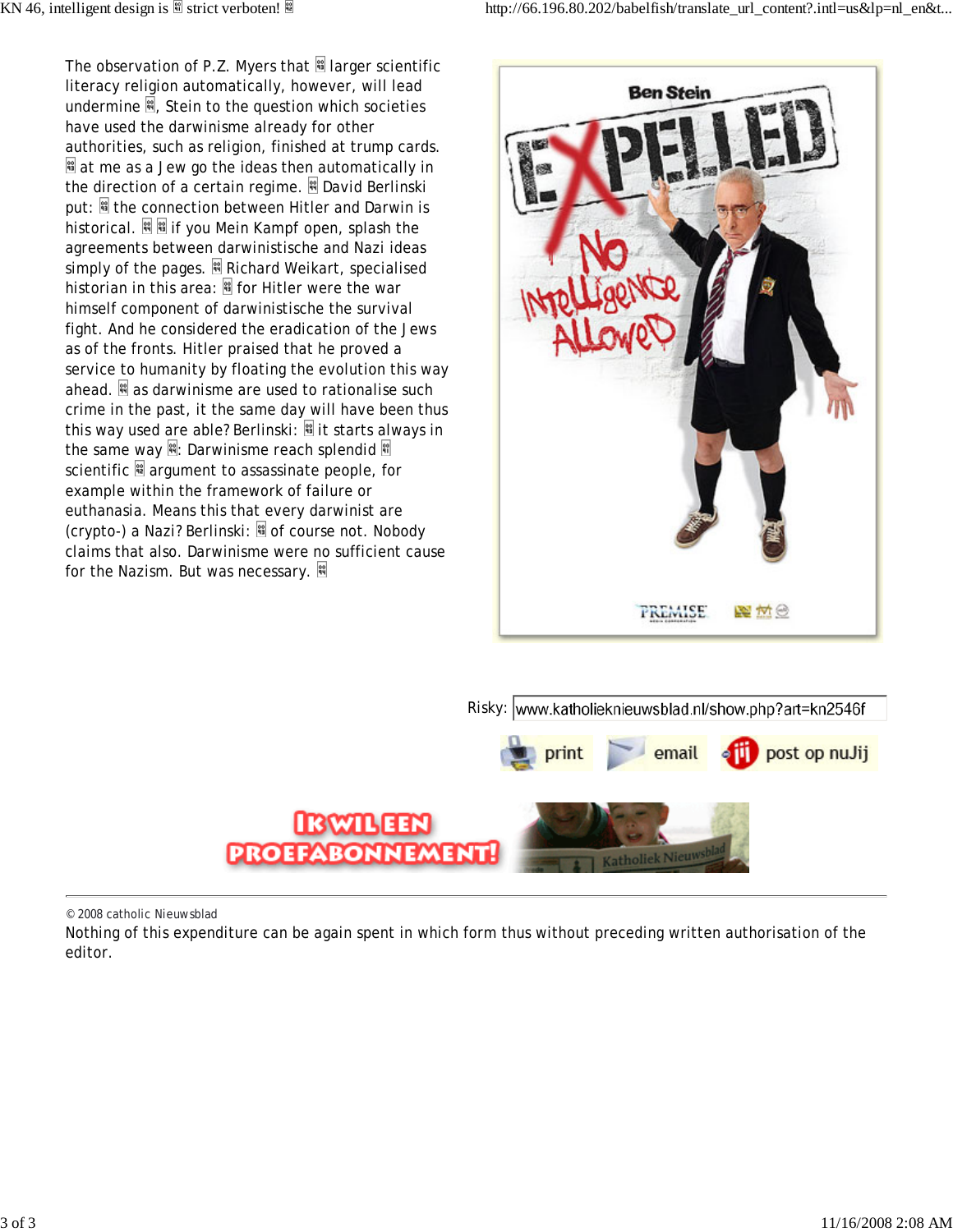The observation of P.Z. Myers that  larger scientific literacy religion automatically, however, will lead undermine , Stein to the question which societies have used the darwinisme already for other authorities, such as religion, finished at trump cards.  at me as a Jew go the ideas then automatically in the direction of a certain regime.  David Berlinski put:  the connection between Hitler and Darwin is historical.   if you Mein Kampf open, splash the agreements between darwinistische and Nazi ideas simply of the pages.  Richard Weikart, specialised historian in this area:  for Hitler were the war himself component of darwinistische the survival fight. And he considered the eradication of the Jews as of the fronts. Hitler praised that he proved a service to humanity by floating the evolution this way ahead.  as darwinisme are used to rationalise such crime in the past, it the same day will have been thus this way used are able? Berlinski:  it starts always in the same way : Darwinisme reach splendid  scientific  argument to assassinate people, for example within the framework of failure or euthanasia. Means this that every darwinist are (crypto-) a Nazi? Berlinski:  of course not. Nobody claims that also. Darwinisme were no sufficient cause for the Nazism. But was necessary. 

Ben Stein

EXPELLED

No Intelligence Allowed

PREMISE

Risky: www.katholieknieuwsblad.nl/show.php?art=kn2546f

print email post op nuJij

IK WIL EEN PROEFABONNEMENT!

Katholiek Nieuwsblad

---

© 2008 catholic Nieuwsblad

Nothing of this expenditure can be again spent in which form thus without preceding written authorisation of the editor.